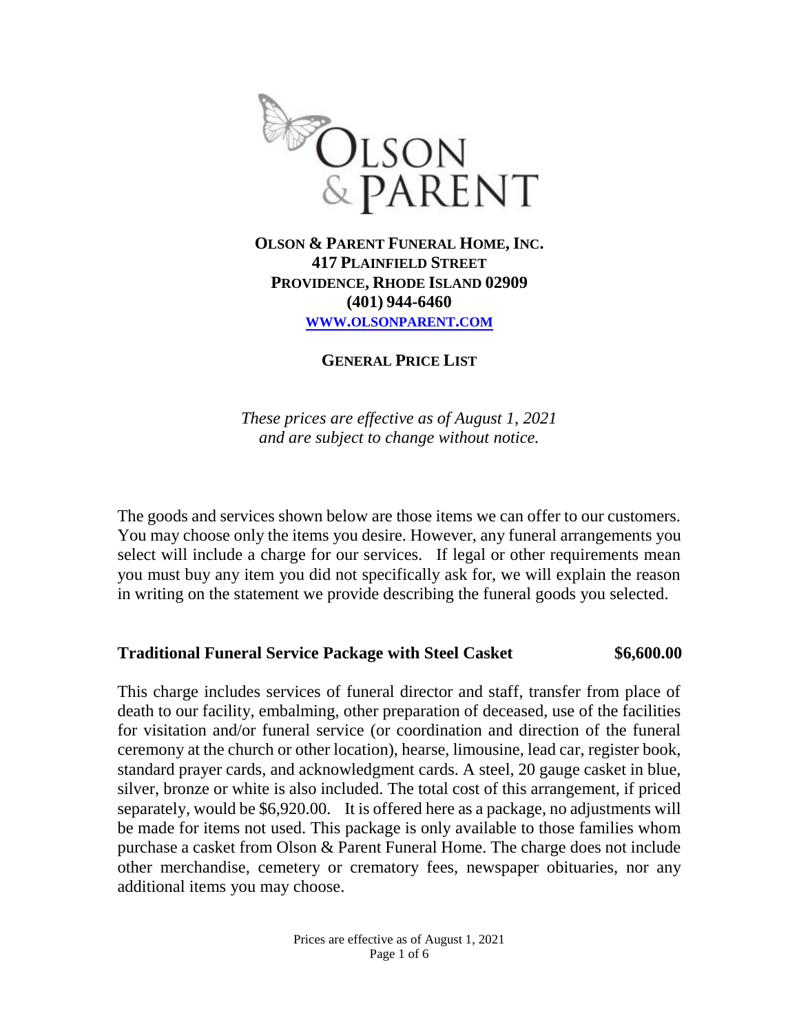# OLSON & PARENT FUNERAL HOME, INC.

**417 PLAINFIELD STREET**
**PROVIDENCE, RHODE ISLAND 02909**
**(401) 944-6460**
**[WWW.OLSONPARENT.COM](http://www.olsonparent.com)**

## GENERAL PRICE LIST

*These prices are effective as of August 1, 2021 and are subject to change without notice.*

The goods and services shown below are those items we can offer to our customers. You may choose only the items you desire. However, any funeral arrangements you select will include a charge for our services. If legal or other requirements mean you must buy any item you did not specifically ask for, we will explain the reason in writing on the statement we provide describing the funeral goods you selected.

**Traditional Funeral Service Package with Steel Casket — $6,600.00**

This charge includes services of funeral director and staff, transfer from place of death to our facility, embalming, other preparation of deceased, use of the facilities for visitation and/or funeral service (or coordination and direction of the funeral ceremony at the church or other location), hearse, limousine, lead car, register book, standard prayer cards, and acknowledgment cards. A steel, 20 gauge casket in blue, silver, bronze or white is also included. The total cost of this arrangement, if priced separately, would be $6,920.00. It is offered here as a package, no adjustments will be made for items not used. This package is only available to those families whom purchase a casket from Olson & Parent Funeral Home. The charge does not include other merchandise, cemetery or crematory fees, newspaper obituaries, nor any additional items you may choose.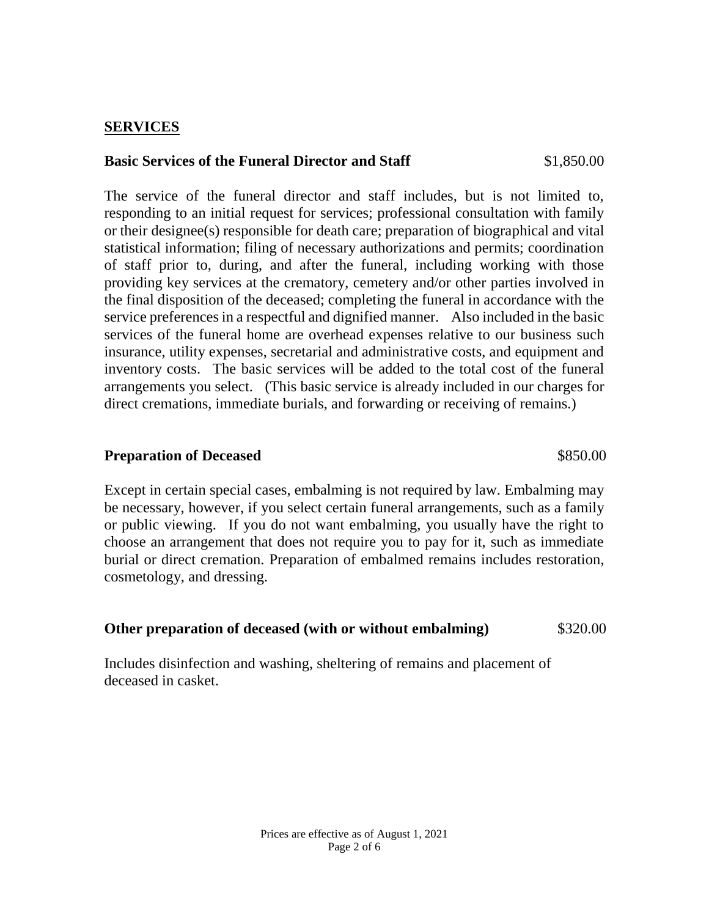## SERVICES

**Basic Services of the Funeral Director and Staff** $1,850.00

The service of the funeral director and staff includes, but is not limited to, responding to an initial request for services; professional consultation with family or their designee(s) responsible for death care; preparation of biographical and vital statistical information; filing of necessary authorizations and permits; coordination of staff prior to, during, and after the funeral, including working with those providing key services at the crematory, cemetery and/or other parties involved in the final disposition of the deceased; completing the funeral in accordance with the service preferences in a respectful and dignified manner. Also included in the basic services of the funeral home are overhead expenses relative to our business such insurance, utility expenses, secretarial and administrative costs, and equipment and inventory costs. The basic services will be added to the total cost of the funeral arrangements you select. (This basic service is already included in our charges for direct cremations, immediate burials, and forwarding or receiving of remains.)

**Preparation of Deceased** $850.00

Except in certain special cases, embalming is not required by law. Embalming may be necessary, however, if you select certain funeral arrangements, such as a family or public viewing. If you do not want embalming, you usually have the right to choose an arrangement that does not require you to pay for it, such as immediate burial or direct cremation. Preparation of embalmed remains includes restoration, cosmetology, and dressing.

**Other preparation of deceased (with or without embalming)** $320.00

Includes disinfection and washing, sheltering of remains and placement of deceased in casket.

Prices are effective as of August 1, 2021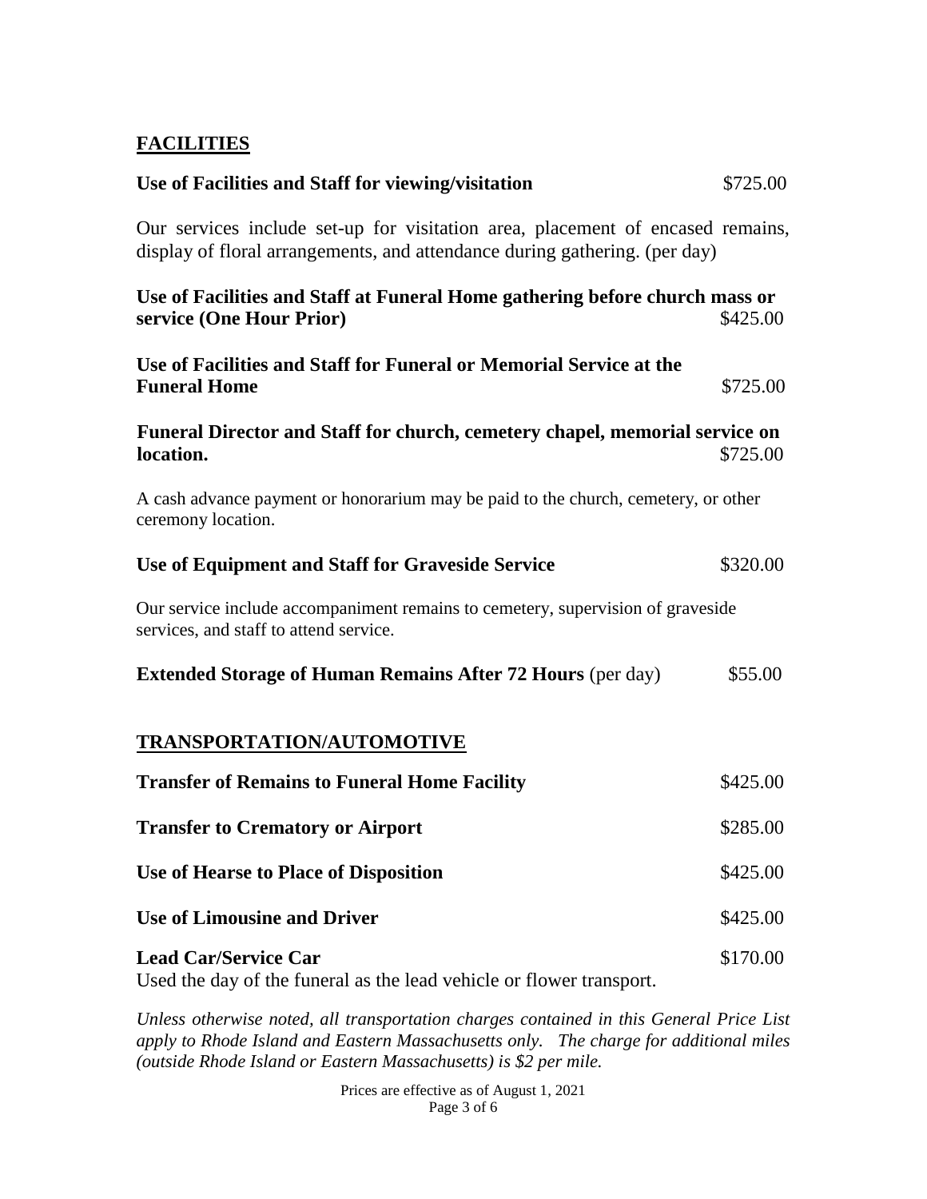## FACILITIES

**Use of Facilities and Staff for viewing/visitation** $725.00

Our services include set-up for visitation area, placement of encased remains, display of floral arrangements, and attendance during gathering. (per day)

**Use of Facilities and Staff at Funeral Home gathering before church mass or service (One Hour Prior)** $425.00

**Use of Facilities and Staff for Funeral or Memorial Service at the Funeral Home** $725.00

**Funeral Director and Staff for church, cemetery chapel, memorial service on location.** $725.00

A cash advance payment or honorarium may be paid to the church, cemetery, or other ceremony location.

**Use of Equipment and Staff for Graveside Service** $320.00

Our service include accompaniment remains to cemetery, supervision of graveside services, and staff to attend service.

**Extended Storage of Human Remains After 72 Hours** (per day) $55.00

## TRANSPORTATION/AUTOMOTIVE

**Transfer of Remains to Funeral Home Facility** $425.00

**Transfer to Crematory or Airport** $285.00

**Use of Hearse to Place of Disposition** $425.00

**Use of Limousine and Driver** $425.00

**Lead Car/Service Car** $170.00
Used the day of the funeral as the lead vehicle or flower transport.

*Unless otherwise noted, all transportation charges contained in this General Price List apply to Rhode Island and Eastern Massachusetts only. The charge for additional miles (outside Rhode Island or Eastern Massachusetts) is $2 per mile.*

Prices are effective as of August 1, 2021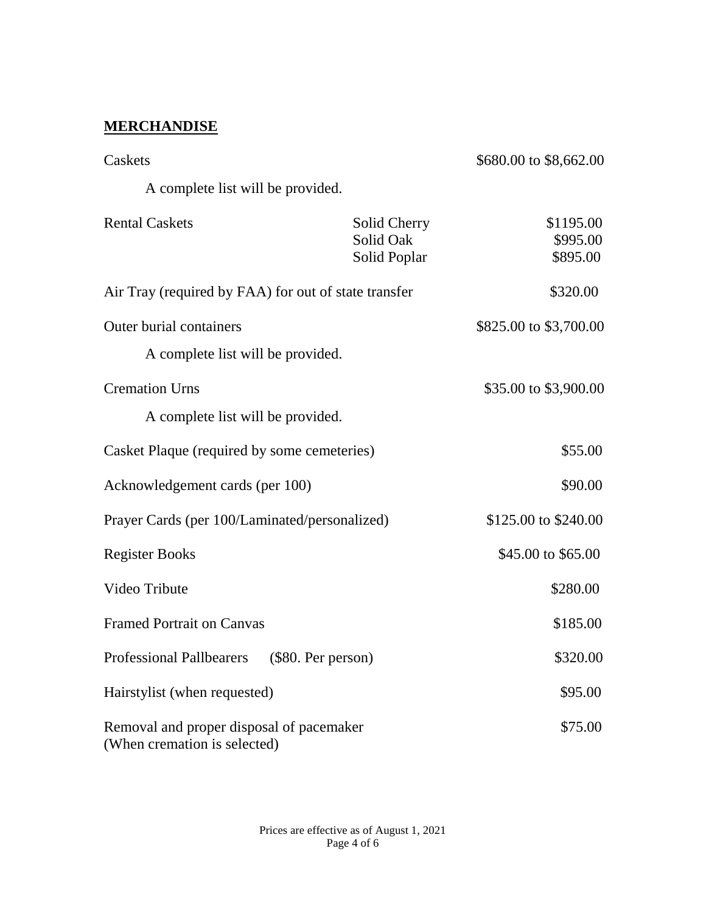## MERCHANDISE

Caskets — \$680.00 to \$8,662.00

A complete list will be provided.

| Rental Caskets | Solid Cherry | \$1195.00 |
|---|---|---|
| | Solid Oak | \$995.00 |
| | Solid Poplar | \$895.00 |

Air Tray (required by FAA) for out of state transfer — \$320.00

Outer burial containers — \$825.00 to \$3,700.00

A complete list will be provided.

Cremation Urns — \$35.00 to \$3,900.00

A complete list will be provided.

| Item | Price |
|---|---|
| Casket Plaque (required by some cemeteries) | \$55.00 |
| Acknowledgement cards (per 100) | \$90.00 |
| Prayer Cards (per 100/Laminated/personalized) | \$125.00 to \$240.00 |
| Register Books | \$45.00 to \$65.00 |
| Video Tribute | \$280.00 |
| Framed Portrait on Canvas | \$185.00 |
| Professional Pallbearers (\$80. Per person) | \$320.00 |
| Hairstylist (when requested) | \$95.00 |
| Removal and proper disposal of pacemaker (When cremation is selected) | \$75.00 |

Prices are effective as of August 1, 2021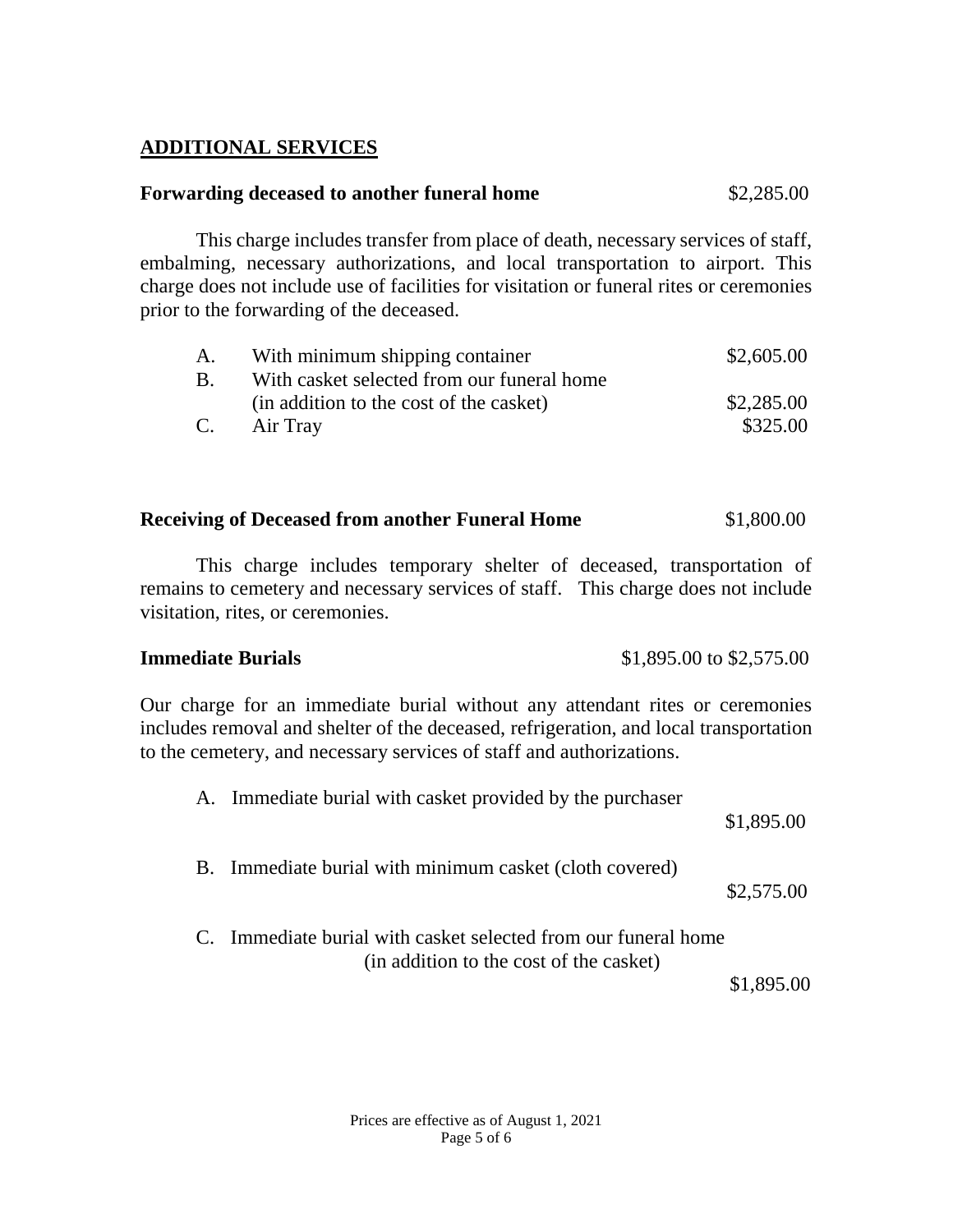## ADDITIONAL SERVICES

**Forwarding deceased to another funeral home** $2,285.00

This charge includes transfer from place of death, necessary services of staff, embalming, necessary authorizations, and local transportation to airport. This charge does not include use of facilities for visitation or funeral rites or ceremonies prior to the forwarding of the deceased.

| | | |
|---|---|---|
| A. | With minimum shipping container | $2,605.00 |
| B. | With casket selected from our funeral home (in addition to the cost of the casket) | $2,285.00 |
| C. | Air Tray | $325.00 |

**Receiving of Deceased from another Funeral Home** $1,800.00

This charge includes temporary shelter of deceased, transportation of remains to cemetery and necessary services of staff. This charge does not include visitation, rites, or ceremonies.

**Immediate Burials** $1,895.00 to $2,575.00

Our charge for an immediate burial without any attendant rites or ceremonies includes removal and shelter of the deceased, refrigeration, and local transportation to the cemetery, and necessary services of staff and authorizations.

A. Immediate burial with casket provided by the purchaser $1,895.00

B. Immediate burial with minimum casket (cloth covered) $2,575.00

C. Immediate burial with casket selected from our funeral home (in addition to the cost of the casket) $1,895.00

Prices are effective as of August 1, 2021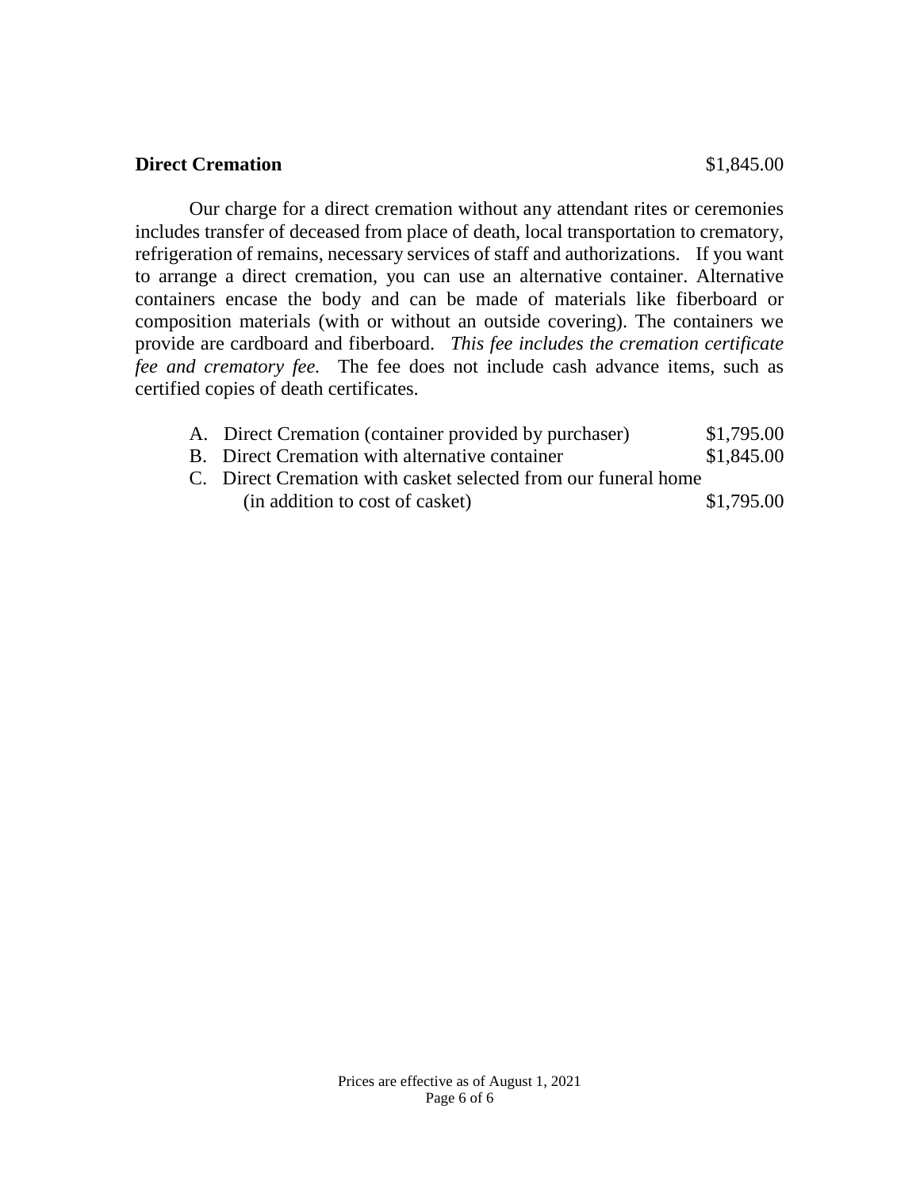**Direct Cremation** $1,845.00

Our charge for a direct cremation without any attendant rites or ceremonies includes transfer of deceased from place of death, local transportation to crematory, refrigeration of remains, necessary services of staff and authorizations. If you want to arrange a direct cremation, you can use an alternative container. Alternative containers encase the body and can be made of materials like fiberboard or composition materials (with or without an outside covering). The containers we provide are cardboard and fiberboard. *This fee includes the cremation certificate fee and crematory fee.* The fee does not include cash advance items, such as certified copies of death certificates.

| | |
|---|---|
| A. Direct Cremation (container provided by purchaser) | $1,795.00 |
| B. Direct Cremation with alternative container | $1,845.00 |
| C. Direct Cremation with casket selected from our funeral home (in addition to cost of casket) | $1,795.00 |

Prices are effective as of August 1, 2021